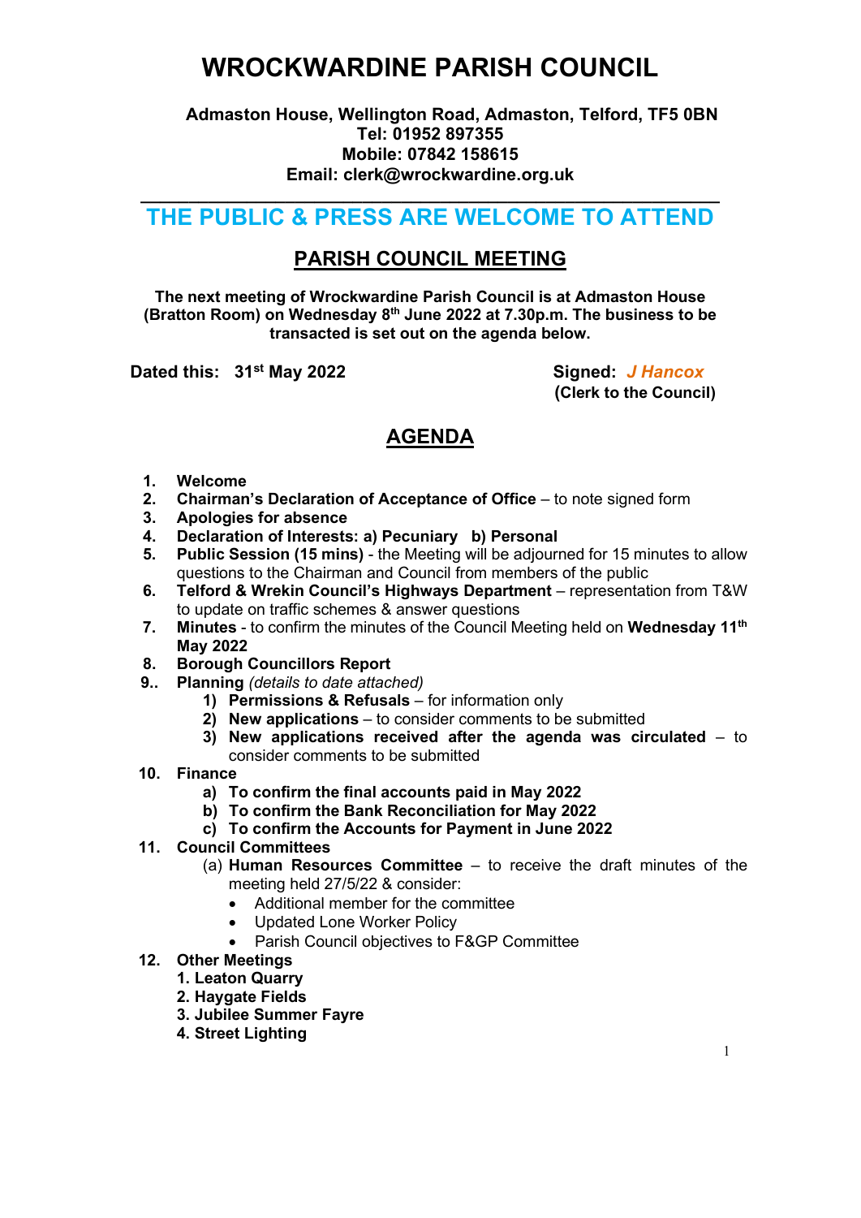# WROCKWARDINE PARISH COUNCIL

**Admaston House, Wellington Road, Admaston, Telford, TF5 0BN**
**Tel: 01952 897355**
**Mobile: 07842 158615**
**Email: clerk@wrockwardine.org.uk**

---

## THE PUBLIC & PRESS ARE WELCOME TO ATTEND

## PARISH COUNCIL MEETING

**The next meeting of Wrockwardine Parish Council is at Admaston House (Bratton Room) on Wednesday 8th June 2022 at 7.30p.m. The business to be transacted is set out on the agenda below.**

**Dated this: 31st May 2022**

**Signed:** *J Hancox*
**(Clerk to the Council)**

## AGENDA

1. **Welcome**
2. **Chairman's Declaration of Acceptance of Office** – to note signed form
3. **Apologies for absence**
4. **Declaration of Interests: a) Pecuniary b) Personal**
5. **Public Session (15 mins)** - the Meeting will be adjourned for 15 minutes to allow questions to the Chairman and Council from members of the public
6. **Telford & Wrekin Council's Highways Department** – representation from T&W to update on traffic schemes & answer questions
7. **Minutes** - to confirm the minutes of the Council Meeting held on **Wednesday 11th May 2022**
8. **Borough Councillors Report**
9. **Planning** *(details to date attached)*
   1) **Permissions & Refusals** – for information only
   2) **New applications** – to consider comments to be submitted
   3) **New applications received after the agenda was circulated** – to consider comments to be submitted
10. **Finance**
    a) **To confirm the final accounts paid in May 2022**
    b) **To confirm the Bank Reconciliation for May 2022**
    c) **To confirm the Accounts for Payment in June 2022**
11. **Council Committees**
    (a) **Human Resources Committee** – to receive the draft minutes of the meeting held 27/5/22 & consider:
    - Additional member for the committee
    - Updated Lone Worker Policy
    - Parish Council objectives to F&GP Committee
12. **Other Meetings**
    1. **Leaton Quarry**
    2. **Haygate Fields**
    3. **Jubilee Summer Fayre**
    4. **Street Lighting**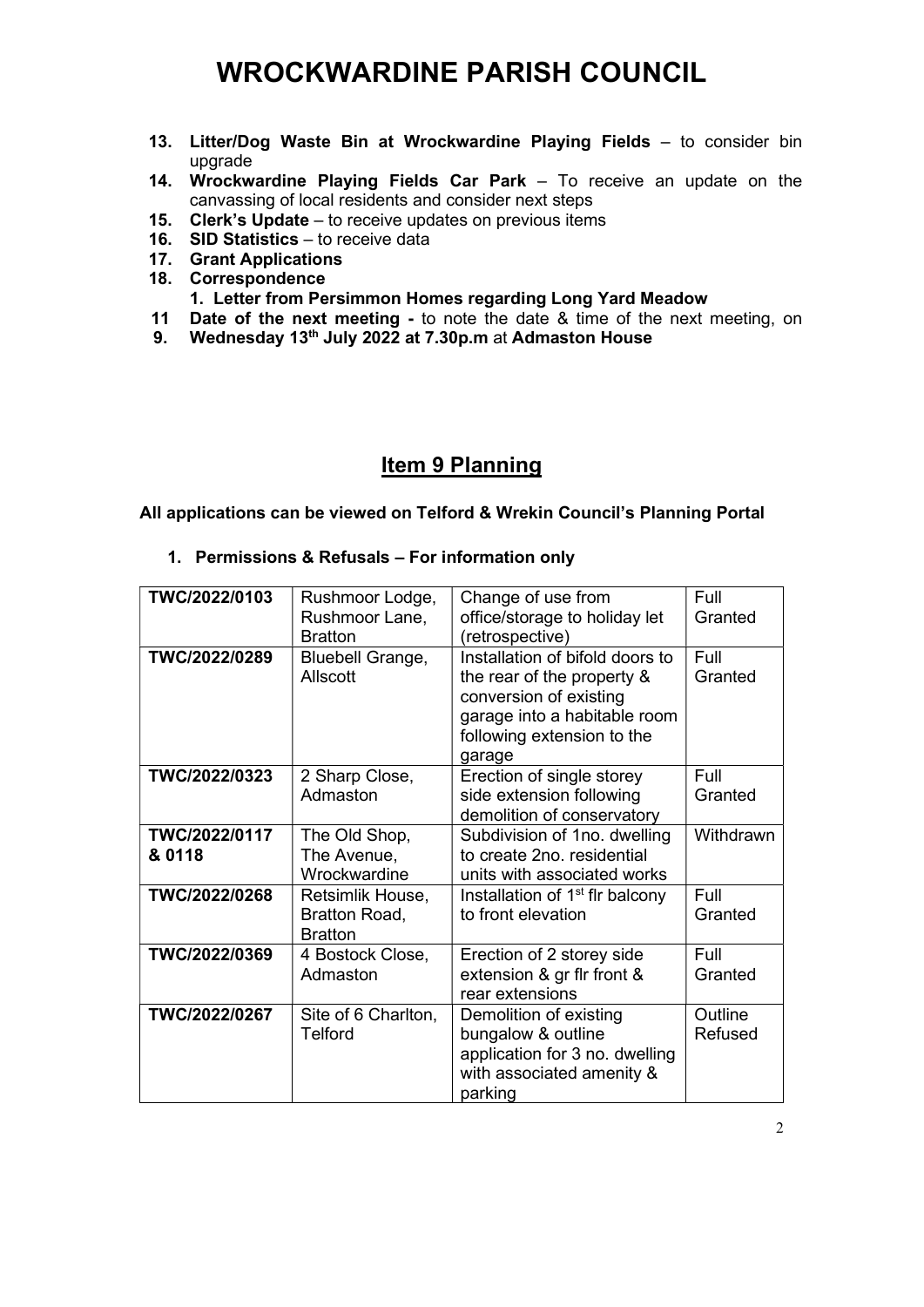# WROCKWARDINE PARISH COUNCIL

13. **Litter/Dog Waste Bin at Wrockwardine Playing Fields** – to consider bin upgrade
14. **Wrockwardine Playing Fields Car Park** – To receive an update on the canvassing of local residents and consider next steps
15. **Clerk's Update** – to receive updates on previous items
16. **SID Statistics** – to receive data
17. **Grant Applications**
18. **Correspondence**
    1. **Letter from Persimmon Homes regarding Long Yard Meadow**

11 **Date of the next meeting -** to note the date & time of the next meeting, on
9. **Wednesday 13th July 2022 at 7.30p.m** at **Admaston House**

## Item 9 Planning

**All applications can be viewed on Telford & Wrekin Council's Planning Portal**

1. **Permissions & Refusals – For information only**

| | | | |
|---|---|---|---|
| **TWC/2022/0103** | Rushmoor Lodge, Rushmoor Lane, Bratton | Change of use from office/storage to holiday let (retrospective) | Full Granted |
| **TWC/2022/0289** | Bluebell Grange, Allscott | Installation of bifold doors to the rear of the property & conversion of existing garage into a habitable room following extension to the garage | Full Granted |
| **TWC/2022/0323** | 2 Sharp Close, Admaston | Erection of single storey side extension following demolition of conservatory | Full Granted |
| **TWC/2022/0117 & 0118** | The Old Shop, The Avenue, Wrockwardine | Subdivision of 1no. dwelling to create 2no. residential units with associated works | Withdrawn |
| **TWC/2022/0268** | Retsimlik House, Bratton Road, Bratton | Installation of 1st flr balcony to front elevation | Full Granted |
| **TWC/2022/0369** | 4 Bostock Close, Admaston | Erection of 2 storey side extension & gr flr front & rear extensions | Full Granted |
| **TWC/2022/0267** | Site of 6 Charlton, Telford | Demolition of existing bungalow & outline application for 3 no. dwelling with associated amenity & parking | Outline Refused |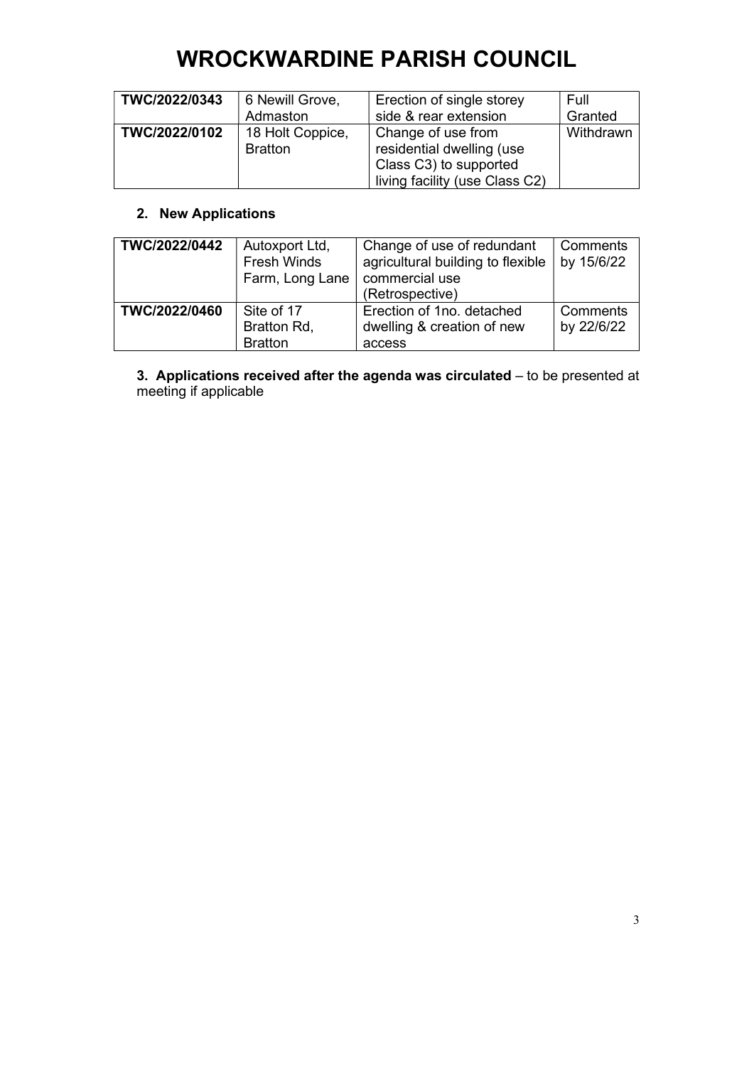# WROCKWARDINE PARISH COUNCIL

| | | | |
|---|---|---|---|
| **TWC/2022/0343** | 6 Newill Grove, Admaston | Erection of single storey side & rear extension | Full Granted |
| **TWC/2022/0102** | 18 Holt Coppice, Bratton | Change of use from residential dwelling (use Class C3) to supported living facility (use Class C2) | Withdrawn |

**2. New Applications**

| | | | |
|---|---|---|---|
| **TWC/2022/0442** | Autoxport Ltd, Fresh Winds Farm, Long Lane | Change of use of redundant agricultural building to flexible commercial use (Retrospective) | Comments by 15/6/22 |
| **TWC/2022/0460** | Site of 17 Bratton Rd, Bratton | Erection of 1no. detached dwelling & creation of new access | Comments by 22/6/22 |

**3. Applications received after the agenda was circulated** – to be presented at meeting if applicable